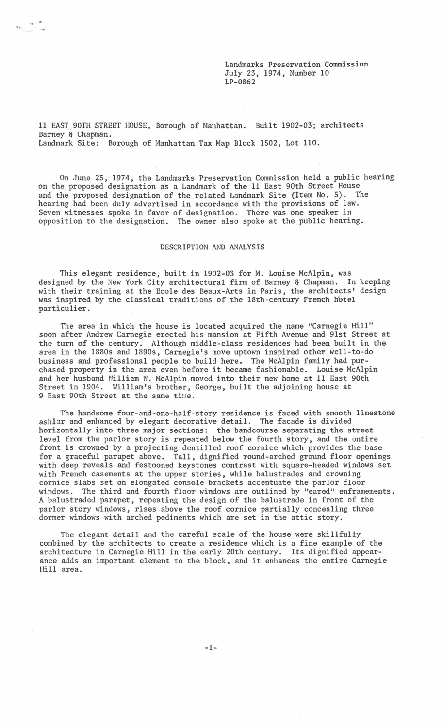Landmarks Preservation Commission
July 23, 1974, Number 10
LP-0862

11 EAST 90TH STREET HOUSE, Borough of Manhattan. Built 1902-03; architects Barney & Chapman.
Landmark Site: Borough of Manhattan Tax Map Block 1502, Lot 110.

On June 25, 1974, the Landmarks Preservation Commission held a public hearing on the proposed designation as a Landmark of the 11 East 90th Street House and the proposed designation of the related Landmark Site (Item No. 5). The hearing had been duly advertised in accordance with the provisions of law. Seven witnesses spoke in favor of designation. There was one speaker in opposition to the designation. The owner also spoke at the public hearing.

## DESCRIPTION AND ANALYSIS

This elegant residence, built in 1902-03 for M. Louise McAlpin, was designed by the New York City architectural firm of Barney & Chapman. In keeping with their training at the Ecole des Beaux-Arts in Paris, the architects' design was inspired by the classical traditions of the 18th-century French hôtel particulier.

The area in which the house is located acquired the name "Carnegie Hill" soon after Andrew Carnegie erected his mansion at Fifth Avenue and 91st Street at the turn of the century. Although middle-class residences had been built in the area in the 1880s and 1890s, Carnegie's move uptown inspired other well-to-do business and professional people to build here. The McAlpin family had purchased property in the area even before it became fashionable. Louise McAlpin and her husband William W. McAlpin moved into their new home at 11 East 90th Street in 1904. William's brother, George, built the adjoining house at 9 East 90th Street at the same time.

The handsome four-and-one-half-story residence is faced with smooth limestone ashlar and enhanced by elegant decorative detail. The facade is divided horizontally into three major sections: the bandcourse separating the street level from the parlor story is repeated below the fourth story, and the entire front is crowned by a projecting dentilled roof cornice which provides the base for a graceful parapet above. Tall, dignified round-arched ground floor openings with deep reveals and festooned keystones contrast with square-headed windows set with French casements at the upper stories, while balustrades and crowning cornice slabs set on elongated console brackets accentuate the parlor floor windows. The third and fourth floor windows are outlined by "eared" enframements. A balustraded parapet, repeating the design of the balustrade in front of the parlor story windows, rises above the roof cornice partially concealing three dormer windows with arched pediments which are set in the attic story.

The elegant detail and the careful scale of the house were skillfully combined by the architects to create a residence which is a fine example of the architecture in Carnegie Hill in the early 20th century. Its dignified appearance adds an important element to the block, and it enhances the entire Carnegie Hill area.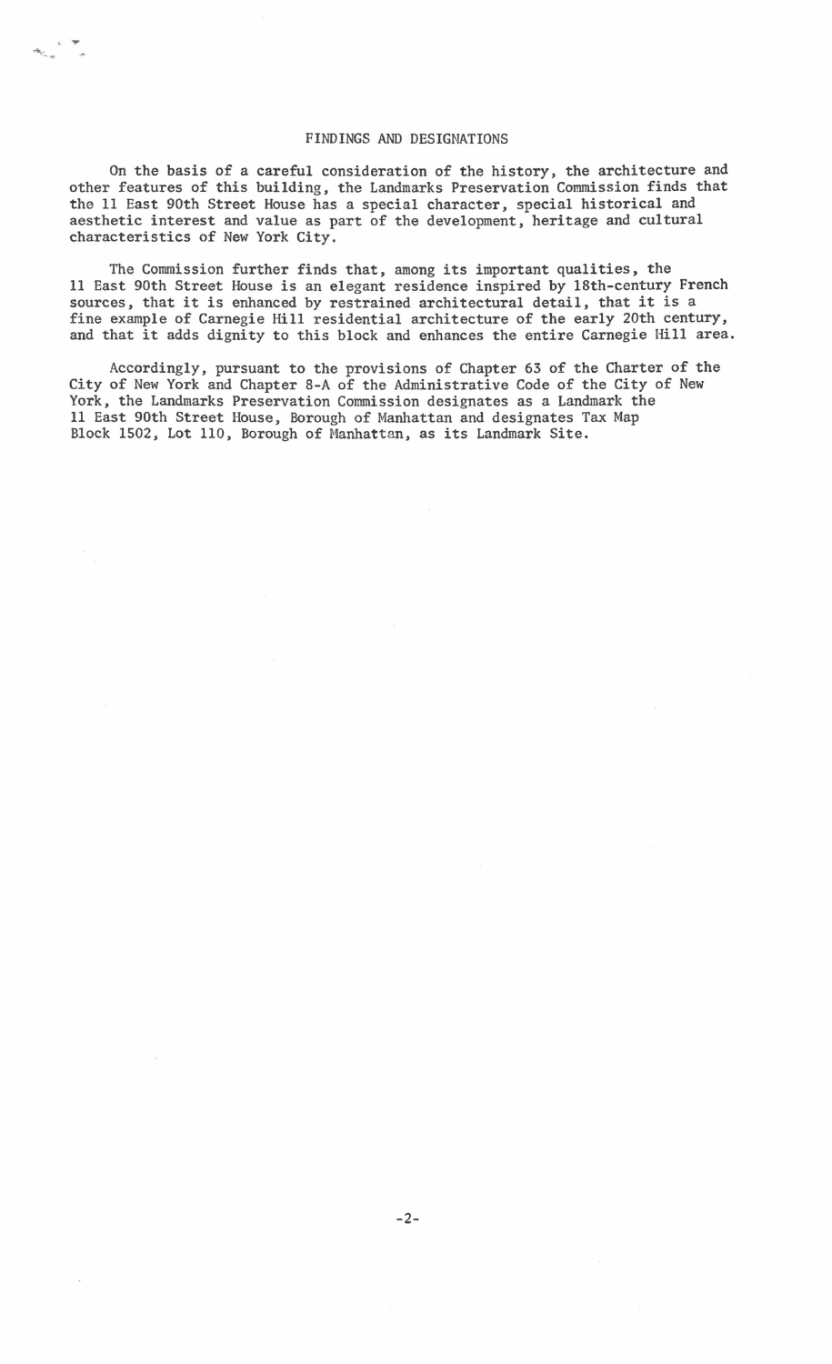## FINDINGS AND DESIGNATIONS

On the basis of a careful consideration of the history, the architecture and other features of this building, the Landmarks Preservation Commission finds that the 11 East 90th Street House has a special character, special historical and aesthetic interest and value as part of the development, heritage and cultural characteristics of New York City.

The Commission further finds that, among its important qualities, the 11 East 90th Street House is an elegant residence inspired by 18th-century French sources, that it is enhanced by restrained architectural detail, that it is a fine example of Carnegie Hill residential architecture of the early 20th century, and that it adds dignity to this block and enhances the entire Carnegie Hill area.

Accordingly, pursuant to the provisions of Chapter 63 of the Charter of the City of New York and Chapter 8-A of the Administrative Code of the City of New York, the Landmarks Preservation Commission designates as a Landmark the 11 East 90th Street House, Borough of Manhattan and designates Tax Map Block 1502, Lot 110, Borough of Manhattan, as its Landmark Site.